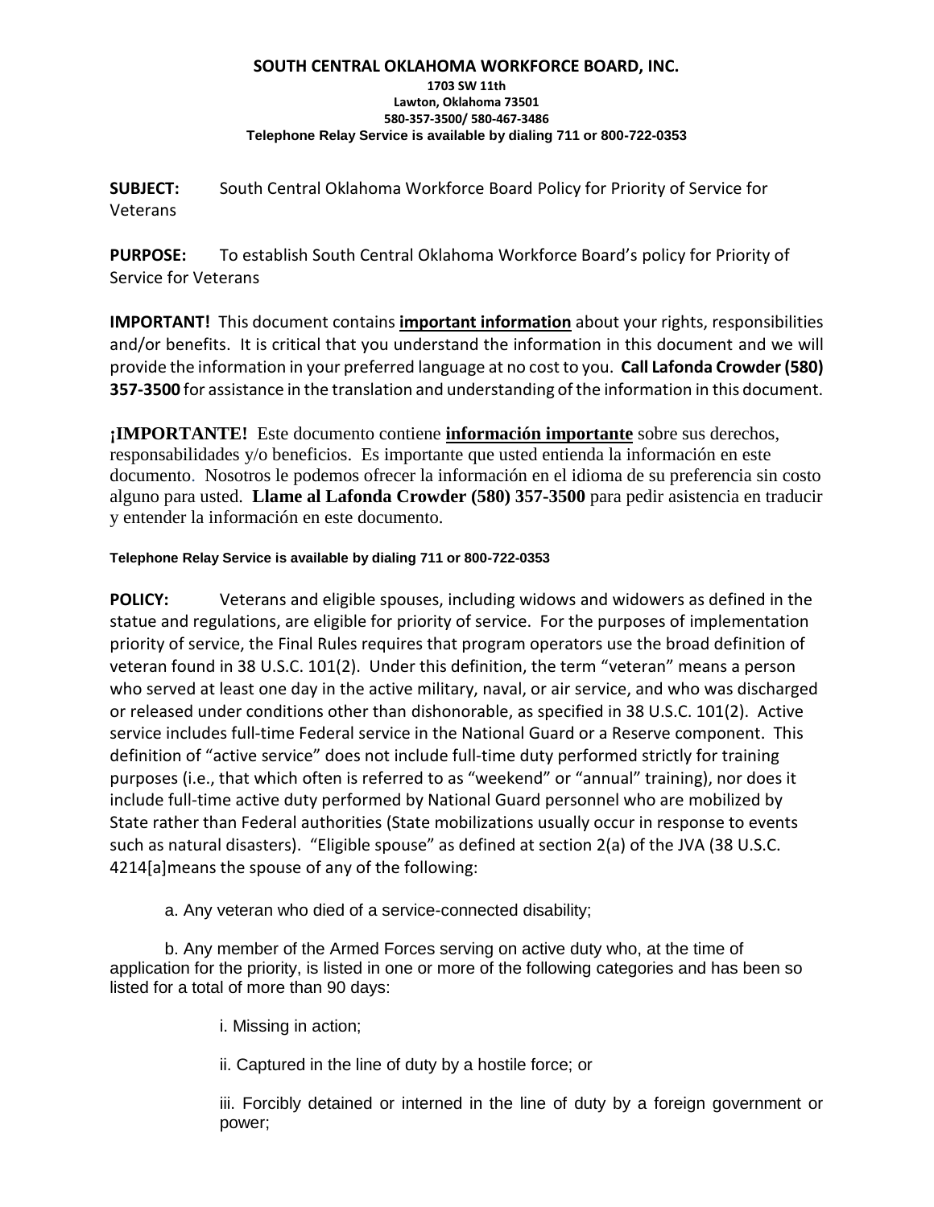**SOUTH CENTRAL OKLAHOMA WORKFORCE BOARD, INC.**
**1703 SW 11th**
**Lawton, Oklahoma 73501**
**580-357-3500/ 580-467-3486**
**Telephone Relay Service is available by dialing 711 or 800-722-0353**

**SUBJECT:** South Central Oklahoma Workforce Board Policy for Priority of Service for Veterans

**PURPOSE:** To establish South Central Oklahoma Workforce Board's policy for Priority of Service for Veterans

**IMPORTANT!** This document contains **important information** about your rights, responsibilities and/or benefits. It is critical that you understand the information in this document and we will provide the information in your preferred language at no cost to you. **Call Lafonda Crowder (580) 357-3500** for assistance in the translation and understanding of the information in this document.

**¡IMPORTANTE!** Este documento contiene **información importante** sobre sus derechos, responsabilidades y/o beneficios. Es importante que usted entienda la información en este documento. Nosotros le podemos ofrecer la información en el idioma de su preferencia sin costo alguno para usted. **Llame al Lafonda Crowder (580) 357-3500** para pedir asistencia en traducir y entender la información en este documento.

**Telephone Relay Service is available by dialing 711 or 800-722-0353**

**POLICY:** Veterans and eligible spouses, including widows and widowers as defined in the statue and regulations, are eligible for priority of service. For the purposes of implementation priority of service, the Final Rules requires that program operators use the broad definition of veteran found in 38 U.S.C. 101(2). Under this definition, the term "veteran" means a person who served at least one day in the active military, naval, or air service, and who was discharged or released under conditions other than dishonorable, as specified in 38 U.S.C. 101(2). Active service includes full-time Federal service in the National Guard or a Reserve component. This definition of "active service" does not include full-time duty performed strictly for training purposes (i.e., that which often is referred to as "weekend" or "annual" training), nor does it include full-time active duty performed by National Guard personnel who are mobilized by State rather than Federal authorities (State mobilizations usually occur in response to events such as natural disasters). "Eligible spouse" as defined at section 2(a) of the JVA (38 U.S.C. 4214[a]means the spouse of any of the following:

a. Any veteran who died of a service-connected disability;

b. Any member of the Armed Forces serving on active duty who, at the time of application for the priority, is listed in one or more of the following categories and has been so listed for a total of more than 90 days:

i. Missing in action;

ii. Captured in the line of duty by a hostile force; or

iii. Forcibly detained or interned in the line of duty by a foreign government or power;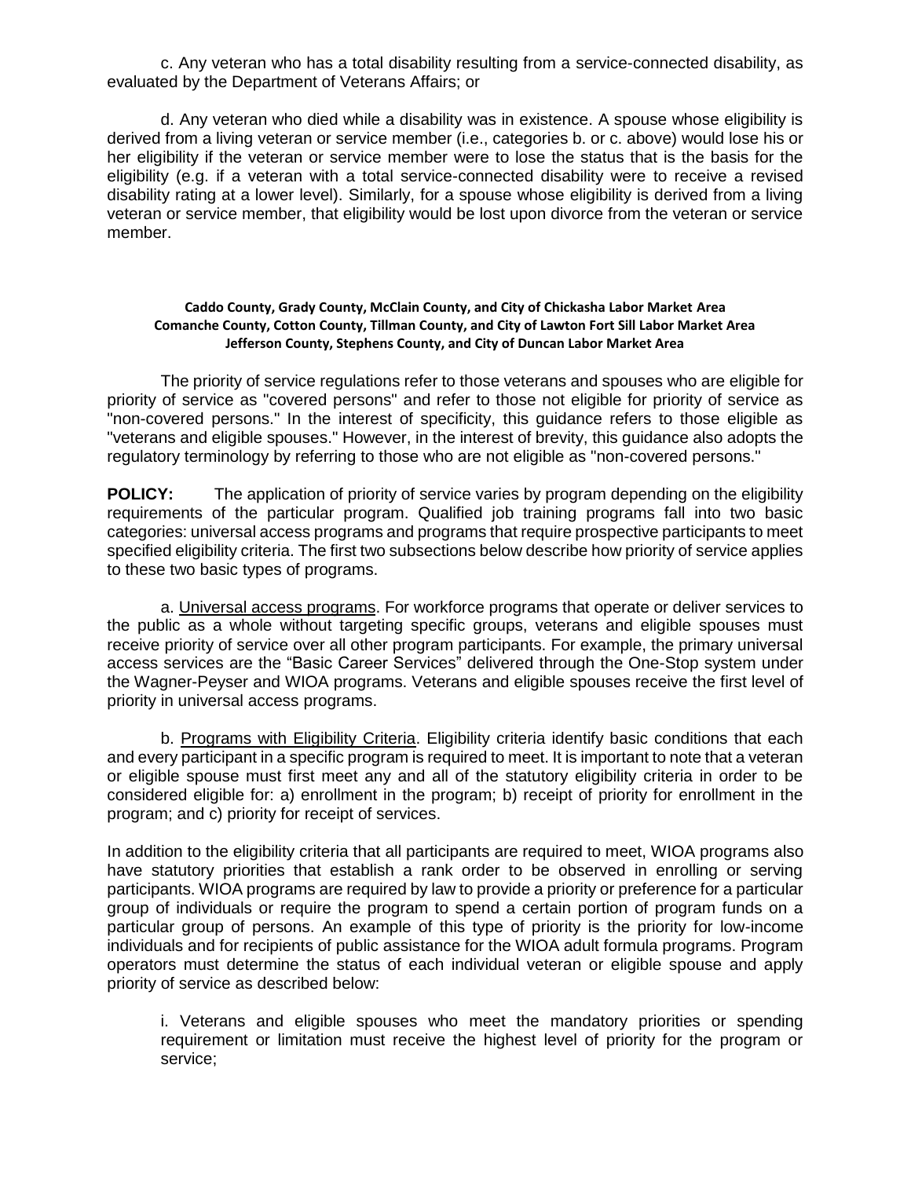c. Any veteran who has a total disability resulting from a service-connected disability, as evaluated by the Department of Veterans Affairs; or

d. Any veteran who died while a disability was in existence. A spouse whose eligibility is derived from a living veteran or service member (i.e., categories b. or c. above) would lose his or her eligibility if the veteran or service member were to lose the status that is the basis for the eligibility (e.g. if a veteran with a total service-connected disability were to receive a revised disability rating at a lower level). Similarly, for a spouse whose eligibility is derived from a living veteran or service member, that eligibility would be lost upon divorce from the veteran or service member.

**Caddo County, Grady County, McClain County, and City of Chickasha Labor Market Area**
**Comanche County, Cotton County, Tillman County, and City of Lawton Fort Sill Labor Market Area**
**Jefferson County, Stephens County, and City of Duncan Labor Market Area**

The priority of service regulations refer to those veterans and spouses who are eligible for priority of service as "covered persons" and refer to those not eligible for priority of service as "non-covered persons." In the interest of specificity, this guidance refers to those eligible as "veterans and eligible spouses." However, in the interest of brevity, this guidance also adopts the regulatory terminology by referring to those who are not eligible as "non-covered persons."

**POLICY:** The application of priority of service varies by program depending on the eligibility requirements of the particular program. Qualified job training programs fall into two basic categories: universal access programs and programs that require prospective participants to meet specified eligibility criteria. The first two subsections below describe how priority of service applies to these two basic types of programs.

a. Universal access programs. For workforce programs that operate or deliver services to the public as a whole without targeting specific groups, veterans and eligible spouses must receive priority of service over all other program participants. For example, the primary universal access services are the "Basic Career Services" delivered through the One-Stop system under the Wagner-Peyser and WIOA programs. Veterans and eligible spouses receive the first level of priority in universal access programs.

b. Programs with Eligibility Criteria. Eligibility criteria identify basic conditions that each and every participant in a specific program is required to meet. It is important to note that a veteran or eligible spouse must first meet any and all of the statutory eligibility criteria in order to be considered eligible for: a) enrollment in the program; b) receipt of priority for enrollment in the program; and c) priority for receipt of services.

In addition to the eligibility criteria that all participants are required to meet, WIOA programs also have statutory priorities that establish a rank order to be observed in enrolling or serving participants. WIOA programs are required by law to provide a priority or preference for a particular group of individuals or require the program to spend a certain portion of program funds on a particular group of persons. An example of this type of priority is the priority for low-income individuals and for recipients of public assistance for the WIOA adult formula programs. Program operators must determine the status of each individual veteran or eligible spouse and apply priority of service as described below:

i. Veterans and eligible spouses who meet the mandatory priorities or spending requirement or limitation must receive the highest level of priority for the program or service;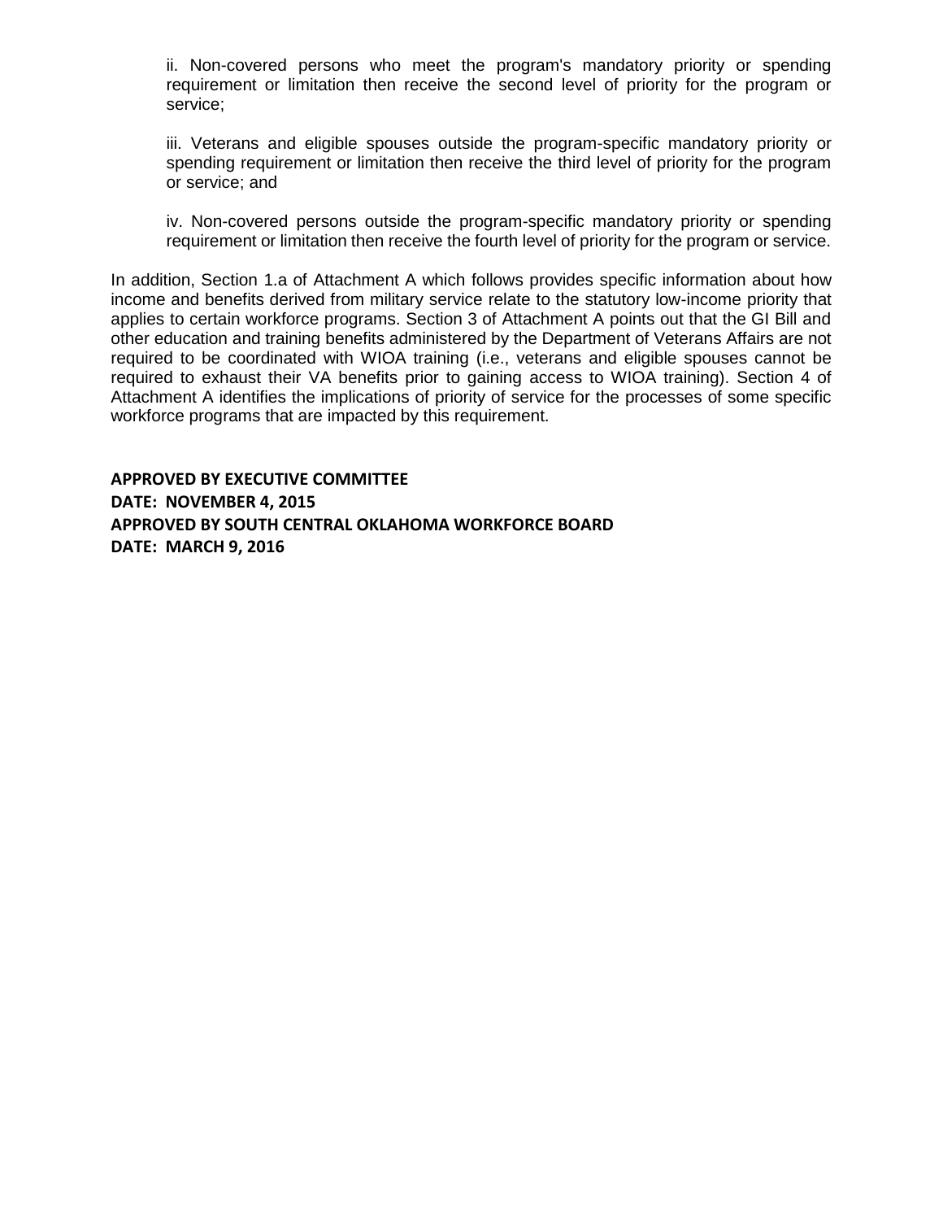ii. Non-covered persons who meet the program's mandatory priority or spending requirement or limitation then receive the second level of priority for the program or service;

iii. Veterans and eligible spouses outside the program-specific mandatory priority or spending requirement or limitation then receive the third level of priority for the program or service; and

iv. Non-covered persons outside the program-specific mandatory priority or spending requirement or limitation then receive the fourth level of priority for the program or service.

In addition, Section 1.a of Attachment A which follows provides specific information about how income and benefits derived from military service relate to the statutory low-income priority that applies to certain workforce programs. Section 3 of Attachment A points out that the GI Bill and other education and training benefits administered by the Department of Veterans Affairs are not required to be coordinated with WIOA training (i.e., veterans and eligible spouses cannot be required to exhaust their VA benefits prior to gaining access to WIOA training). Section 4 of Attachment A identifies the implications of priority of service for the processes of some specific workforce programs that are impacted by this requirement.

**APPROVED BY EXECUTIVE COMMITTEE**
**DATE: NOVEMBER 4, 2015**
**APPROVED BY SOUTH CENTRAL OKLAHOMA WORKFORCE BOARD**
**DATE: MARCH 9, 2016**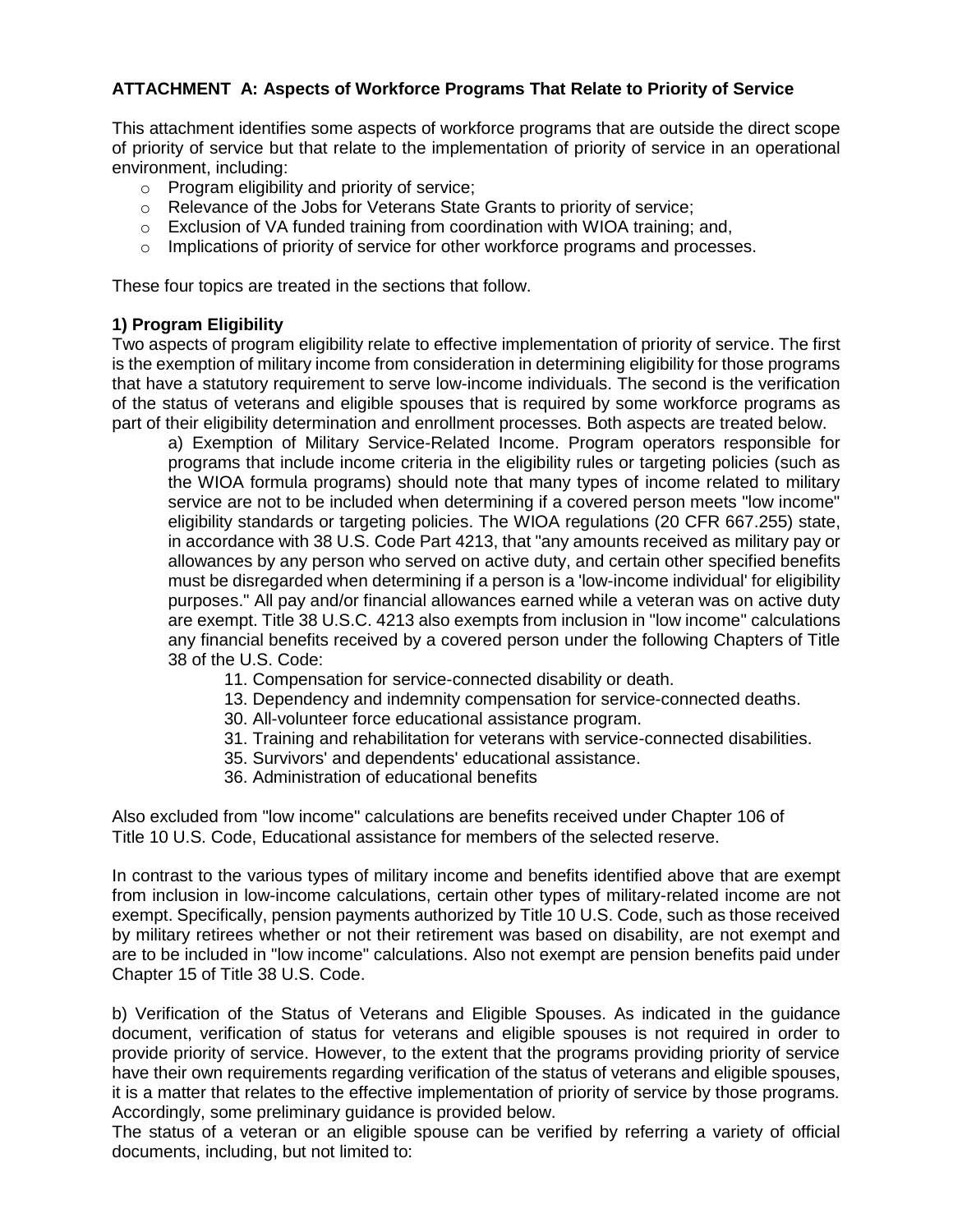**ATTACHMENT A: Aspects of Workforce Programs That Relate to Priority of Service**

This attachment identifies some aspects of workforce programs that are outside the direct scope of priority of service but that relate to the implementation of priority of service in an operational environment, including:

- Program eligibility and priority of service;
- Relevance of the Jobs for Veterans State Grants to priority of service;
- Exclusion of VA funded training from coordination with WIOA training; and,
- Implications of priority of service for other workforce programs and processes.

These four topics are treated in the sections that follow.

**1) Program Eligibility**

Two aspects of program eligibility relate to effective implementation of priority of service. The first is the exemption of military income from consideration in determining eligibility for those programs that have a statutory requirement to serve low-income individuals. The second is the verification of the status of veterans and eligible spouses that is required by some workforce programs as part of their eligibility determination and enrollment processes. Both aspects are treated below.

a) Exemption of Military Service-Related Income. Program operators responsible for programs that include income criteria in the eligibility rules or targeting policies (such as the WIOA formula programs) should note that many types of income related to military service are not to be included when determining if a covered person meets "low income" eligibility standards or targeting policies. The WIOA regulations (20 CFR 667.255) state, in accordance with 38 U.S. Code Part 4213, that "any amounts received as military pay or allowances by any person who served on active duty, and certain other specified benefits must be disregarded when determining if a person is a 'low-income individual' for eligibility purposes." All pay and/or financial allowances earned while a veteran was on active duty are exempt. Title 38 U.S.C. 4213 also exempts from inclusion in "low income" calculations any financial benefits received by a covered person under the following Chapters of Title 38 of the U.S. Code:

11. Compensation for service-connected disability or death.
13. Dependency and indemnity compensation for service-connected deaths.
30. All-volunteer force educational assistance program.
31. Training and rehabilitation for veterans with service-connected disabilities.
35. Survivors' and dependents' educational assistance.
36. Administration of educational benefits

Also excluded from "low income" calculations are benefits received under Chapter 106 of Title 10 U.S. Code, Educational assistance for members of the selected reserve.

In contrast to the various types of military income and benefits identified above that are exempt from inclusion in low-income calculations, certain other types of military-related income are not exempt. Specifically, pension payments authorized by Title 10 U.S. Code, such as those received by military retirees whether or not their retirement was based on disability, are not exempt and are to be included in "low income" calculations. Also not exempt are pension benefits paid under Chapter 15 of Title 38 U.S. Code.

b) Verification of the Status of Veterans and Eligible Spouses. As indicated in the guidance document, verification of status for veterans and eligible spouses is not required in order to provide priority of service. However, to the extent that the programs providing priority of service have their own requirements regarding verification of the status of veterans and eligible spouses, it is a matter that relates to the effective implementation of priority of service by those programs. Accordingly, some preliminary guidance is provided below.

The status of a veteran or an eligible spouse can be verified by referring a variety of official documents, including, but not limited to: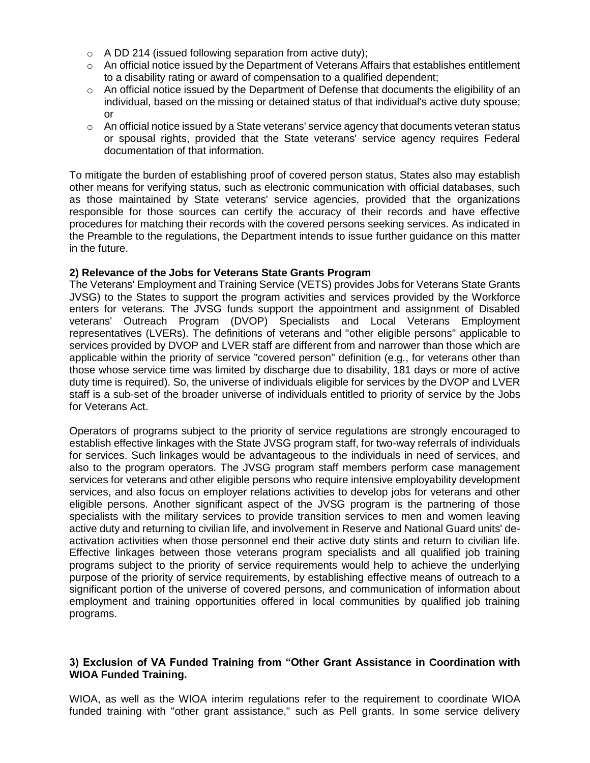- A DD 214 (issued following separation from active duty);
- An official notice issued by the Department of Veterans Affairs that establishes entitlement to a disability rating or award of compensation to a qualified dependent;
- An official notice issued by the Department of Defense that documents the eligibility of an individual, based on the missing or detained status of that individual's active duty spouse; or
- An official notice issued by a State veterans' service agency that documents veteran status or spousal rights, provided that the State veterans' service agency requires Federal documentation of that information.

To mitigate the burden of establishing proof of covered person status, States also may establish other means for verifying status, such as electronic communication with official databases, such as those maintained by State veterans' service agencies, provided that the organizations responsible for those sources can certify the accuracy of their records and have effective procedures for matching their records with the covered persons seeking services. As indicated in the Preamble to the regulations, the Department intends to issue further guidance on this matter in the future.

**2) Relevance of the Jobs for Veterans State Grants Program**

The Veterans' Employment and Training Service (VETS) provides Jobs for Veterans State Grants JVSG) to the States to support the program activities and services provided by the Workforce enters for veterans. The JVSG funds support the appointment and assignment of Disabled veterans' Outreach Program (DVOP) Specialists and Local Veterans Employment representatives (LVERs). The definitions of veterans and "other eligible persons" applicable to services provided by DVOP and LVER staff are different from and narrower than those which are applicable within the priority of service "covered person" definition (e.g., for veterans other than those whose service time was limited by discharge due to disability, 181 days or more of active duty time is required). So, the universe of individuals eligible for services by the DVOP and LVER staff is a sub-set of the broader universe of individuals entitled to priority of service by the Jobs for Veterans Act.

Operators of programs subject to the priority of service regulations are strongly encouraged to establish effective linkages with the State JVSG program staff, for two-way referrals of individuals for services. Such linkages would be advantageous to the individuals in need of services, and also to the program operators. The JVSG program staff members perform case management services for veterans and other eligible persons who require intensive employability development services, and also focus on employer relations activities to develop jobs for veterans and other eligible persons. Another significant aspect of the JVSG program is the partnering of those specialists with the military services to provide transition services to men and women leaving active duty and returning to civilian life, and involvement in Reserve and National Guard units' de-activation activities when those personnel end their active duty stints and return to civilian life. Effective linkages between those veterans program specialists and all qualified job training programs subject to the priority of service requirements would help to achieve the underlying purpose of the priority of service requirements, by establishing effective means of outreach to a significant portion of the universe of covered persons, and communication of information about employment and training opportunities offered in local communities by qualified job training programs.

**3) Exclusion of VA Funded Training from "Other Grant Assistance in Coordination with WIOA Funded Training.**

WIOA, as well as the WIOA interim regulations refer to the requirement to coordinate WIOA funded training with "other grant assistance," such as Pell grants. In some service delivery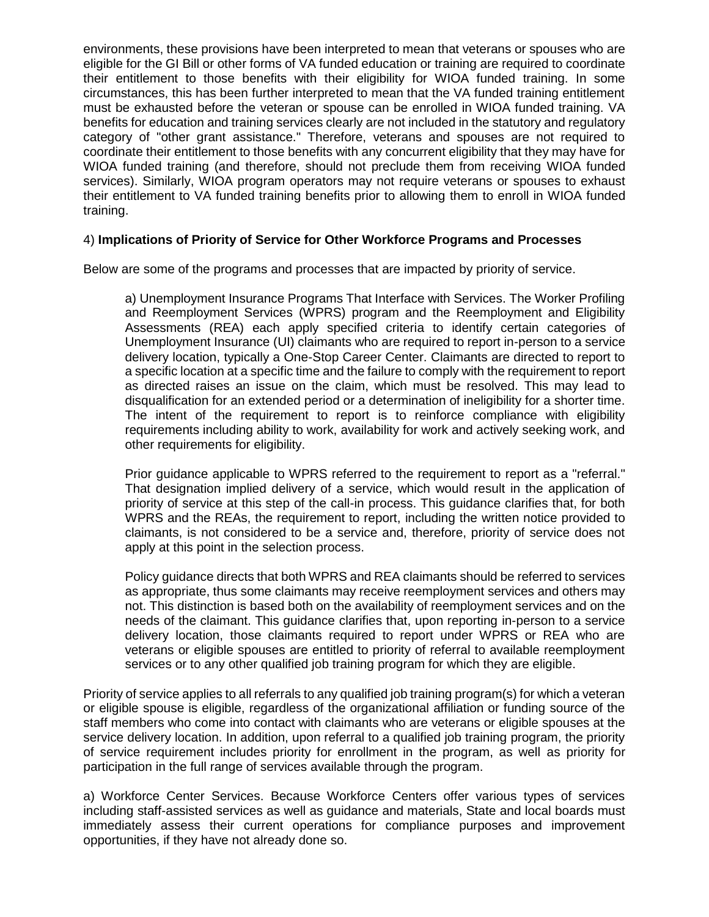environments, these provisions have been interpreted to mean that veterans or spouses who are eligible for the GI Bill or other forms of VA funded education or training are required to coordinate their entitlement to those benefits with their eligibility for WIOA funded training. In some circumstances, this has been further interpreted to mean that the VA funded training entitlement must be exhausted before the veteran or spouse can be enrolled in WIOA funded training. VA benefits for education and training services clearly are not included in the statutory and regulatory category of "other grant assistance." Therefore, veterans and spouses are not required to coordinate their entitlement to those benefits with any concurrent eligibility that they may have for WIOA funded training (and therefore, should not preclude them from receiving WIOA funded services). Similarly, WIOA program operators may not require veterans or spouses to exhaust their entitlement to VA funded training benefits prior to allowing them to enroll in WIOA funded training.

4) **Implications of Priority of Service for Other Workforce Programs and Processes**

Below are some of the programs and processes that are impacted by priority of service.

> a) Unemployment Insurance Programs That Interface with Services. The Worker Profiling and Reemployment Services (WPRS) program and the Reemployment and Eligibility Assessments (REA) each apply specified criteria to identify certain categories of Unemployment Insurance (UI) claimants who are required to report in-person to a service delivery location, typically a One-Stop Career Center. Claimants are directed to report to a specific location at a specific time and the failure to comply with the requirement to report as directed raises an issue on the claim, which must be resolved. This may lead to disqualification for an extended period or a determination of ineligibility for a shorter time. The intent of the requirement to report is to reinforce compliance with eligibility requirements including ability to work, availability for work and actively seeking work, and other requirements for eligibility.
>
> Prior guidance applicable to WPRS referred to the requirement to report as a "referral." That designation implied delivery of a service, which would result in the application of priority of service at this step of the call-in process. This guidance clarifies that, for both WPRS and the REAs, the requirement to report, including the written notice provided to claimants, is not considered to be a service and, therefore, priority of service does not apply at this point in the selection process.
>
> Policy guidance directs that both WPRS and REA claimants should be referred to services as appropriate, thus some claimants may receive reemployment services and others may not. This distinction is based both on the availability of reemployment services and on the needs of the claimant. This guidance clarifies that, upon reporting in-person to a service delivery location, those claimants required to report under WPRS or REA who are veterans or eligible spouses are entitled to priority of referral to available reemployment services or to any other qualified job training program for which they are eligible.

Priority of service applies to all referrals to any qualified job training program(s) for which a veteran or eligible spouse is eligible, regardless of the organizational affiliation or funding source of the staff members who come into contact with claimants who are veterans or eligible spouses at the service delivery location. In addition, upon referral to a qualified job training program, the priority of service requirement includes priority for enrollment in the program, as well as priority for participation in the full range of services available through the program.

a) Workforce Center Services. Because Workforce Centers offer various types of services including staff-assisted services as well as guidance and materials, State and local boards must immediately assess their current operations for compliance purposes and improvement opportunities, if they have not already done so.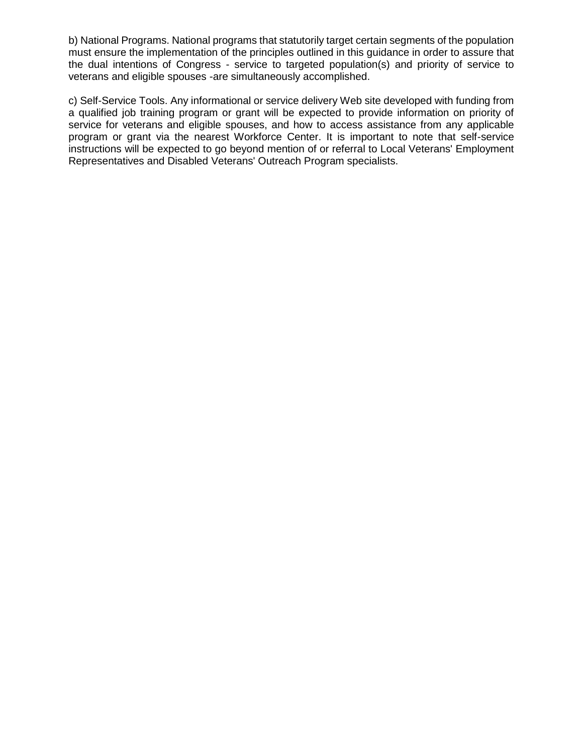b) National Programs. National programs that statutorily target certain segments of the population must ensure the implementation of the principles outlined in this guidance in order to assure that the dual intentions of Congress - service to targeted population(s) and priority of service to veterans and eligible spouses -are simultaneously accomplished.

c) Self-Service Tools. Any informational or service delivery Web site developed with funding from a qualified job training program or grant will be expected to provide information on priority of service for veterans and eligible spouses, and how to access assistance from any applicable program or grant via the nearest Workforce Center. It is important to note that self-service instructions will be expected to go beyond mention of or referral to Local Veterans' Employment Representatives and Disabled Veterans' Outreach Program specialists.